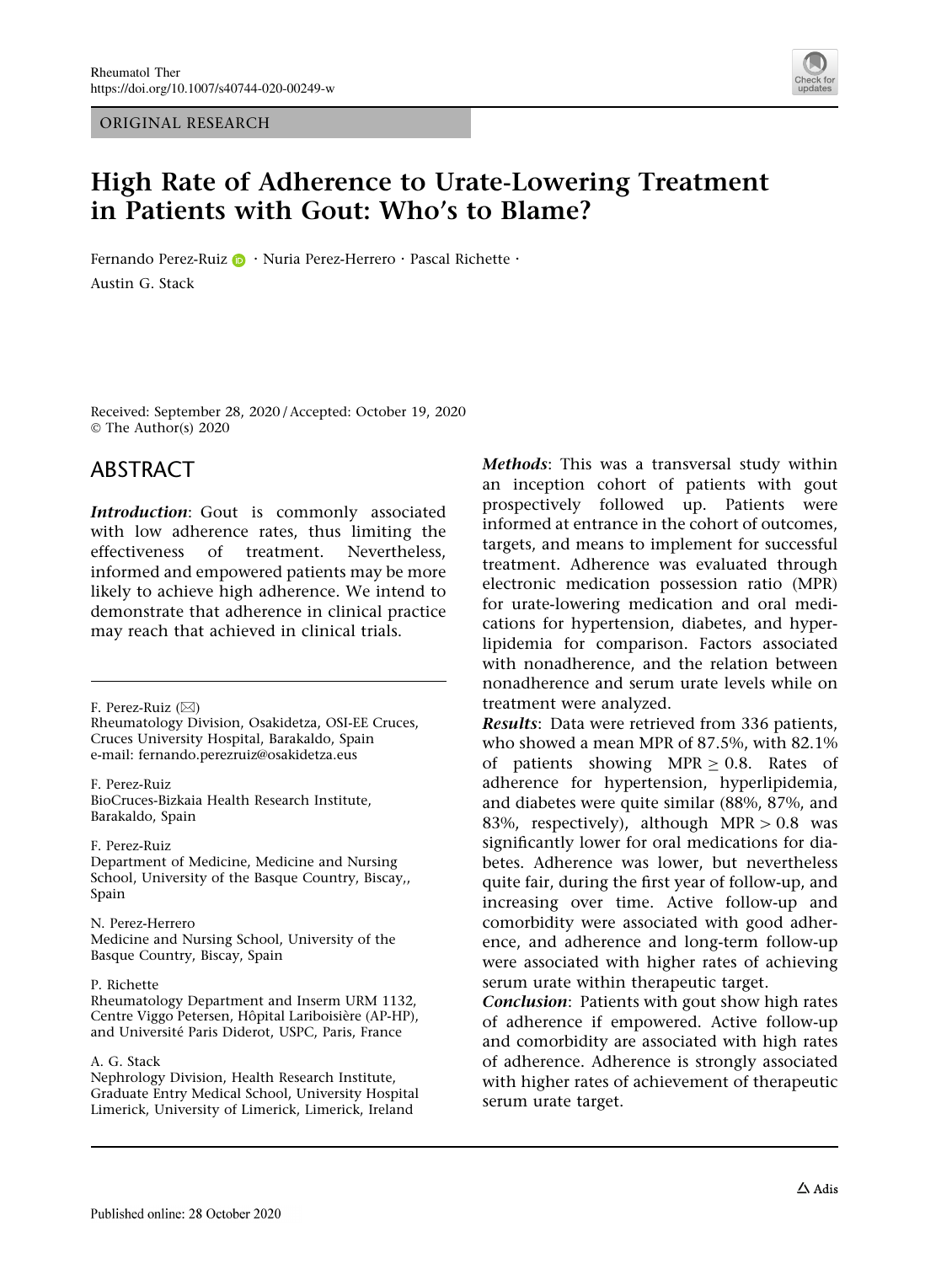ORIGINAL RESEARCH

# High Rate of Adherence to Urate-Lowering Treatment in Patients with Gout: Who's to Blame?

Fernando Perez-Ruiz · Nuria Perez-Herrero · Pascal Richette · Austin G. Stack

Received: September 28, 2020 / Accepted: October 19, 2020
© The Author(s) 2020

## ABSTRACT

***Introduction***: Gout is commonly associated with low adherence rates, thus limiting the effectiveness of treatment. Nevertheless, informed and empowered patients may be more likely to achieve high adherence. We intend to demonstrate that adherence in clinical practice may reach that achieved in clinical trials.

***Methods***: This was a transversal study within an inception cohort of patients with gout prospectively followed up. Patients were informed at entrance in the cohort of outcomes, targets, and means to implement for successful treatment. Adherence was evaluated through electronic medication possession ratio (MPR) for urate-lowering medication and oral medications for hypertension, diabetes, and hyperlipidemia for comparison. Factors associated with nonadherence, and the relation between nonadherence and serum urate levels while on treatment were analyzed.

***Results***: Data were retrieved from 336 patients, who showed a mean MPR of 87.5%, with 82.1% of patients showing MPR $\geq 0.8$. Rates of adherence for hypertension, hyperlipidemia, and diabetes were quite similar (88%, 87%, and 83%, respectively), although MPR $> 0.8$ was significantly lower for oral medications for diabetes. Adherence was lower, but nevertheless quite fair, during the first year of follow-up, and increasing over time. Active follow-up and comorbidity were associated with good adherence, and adherence and long-term follow-up were associated with higher rates of achieving serum urate within therapeutic target.

***Conclusion***: Patients with gout show high rates of adherence if empowered. Active follow-up and comorbidity are associated with high rates of adherence. Adherence is strongly associated with higher rates of achievement of therapeutic serum urate target.

F. Perez-Ruiz (✉)
Rheumatology Division, Osakidetza, OSI-EE Cruces, Cruces University Hospital, Barakaldo, Spain
e-mail: fernando.perezruiz@osakidetza.eus

F. Perez-Ruiz
BioCruces-Bizkaia Health Research Institute, Barakaldo, Spain

F. Perez-Ruiz
Department of Medicine, Medicine and Nursing School, University of the Basque Country, Biscay,, Spain

N. Perez-Herrero
Medicine and Nursing School, University of the Basque Country, Biscay, Spain

P. Richette
Rheumatology Department and Inserm URM 1132, Centre Viggo Petersen, Hôpital Lariboisière (AP-HP), and Université Paris Diderot, USPC, Paris, France

A. G. Stack
Nephrology Division, Health Research Institute, Graduate Entry Medical School, University Hospital Limerick, University of Limerick, Limerick, Ireland

Published online: 28 October 2020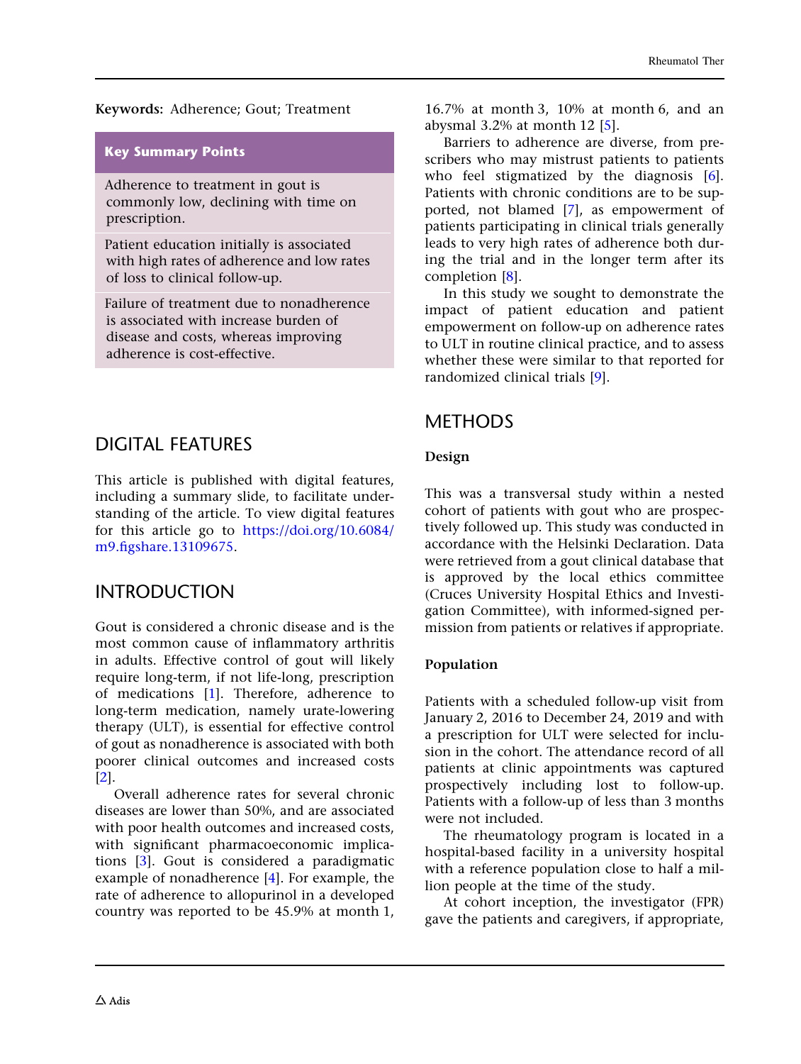**Keywords:** Adherence; Gout; Treatment

**Key Summary Points**

Adherence to treatment in gout is commonly low, declining with time on prescription.

Patient education initially is associated with high rates of adherence and low rates of loss to clinical follow-up.

Failure of treatment due to nonadherence is associated with increase burden of disease and costs, whereas improving adherence is cost-effective.

## DIGITAL FEATURES

This article is published with digital features, including a summary slide, to facilitate understanding of the article. To view digital features for this article go to https://doi.org/10.6084/m9.figshare.13109675.

## INTRODUCTION

Gout is considered a chronic disease and is the most common cause of inflammatory arthritis in adults. Effective control of gout will likely require long-term, if not life-long, prescription of medications [1]. Therefore, adherence to long-term medication, namely urate-lowering therapy (ULT), is essential for effective control of gout as nonadherence is associated with both poorer clinical outcomes and increased costs [2].

Overall adherence rates for several chronic diseases are lower than 50%, and are associated with poor health outcomes and increased costs, with significant pharmacoeconomic implications [3]. Gout is considered a paradigmatic example of nonadherence [4]. For example, the rate of adherence to allopurinol in a developed country was reported to be 45.9% at month 1, 16.7% at month 3, 10% at month 6, and an abysmal 3.2% at month 12 [5].

Barriers to adherence are diverse, from prescribers who may mistrust patients to patients who feel stigmatized by the diagnosis [6]. Patients with chronic conditions are to be supported, not blamed [7], as empowerment of patients participating in clinical trials generally leads to very high rates of adherence both during the trial and in the longer term after its completion [8].

In this study we sought to demonstrate the impact of patient education and patient empowerment on follow-up on adherence rates to ULT in routine clinical practice, and to assess whether these were similar to that reported for randomized clinical trials [9].

## METHODS

### Design

This was a transversal study within a nested cohort of patients with gout who are prospectively followed up. This study was conducted in accordance with the Helsinki Declaration. Data were retrieved from a gout clinical database that is approved by the local ethics committee (Cruces University Hospital Ethics and Investigation Committee), with informed-signed permission from patients or relatives if appropriate.

### Population

Patients with a scheduled follow-up visit from January 2, 2016 to December 24, 2019 and with a prescription for ULT were selected for inclusion in the cohort. The attendance record of all patients at clinic appointments was captured prospectively including lost to follow-up. Patients with a follow-up of less than 3 months were not included.

The rheumatology program is located in a hospital-based facility in a university hospital with a reference population close to half a million people at the time of the study.

At cohort inception, the investigator (FPR) gave the patients and caregivers, if appropriate,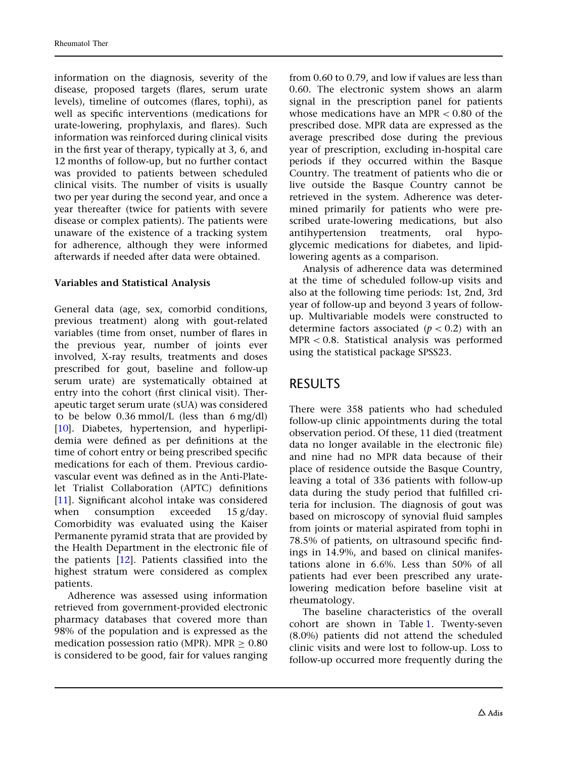information on the diagnosis, severity of the disease, proposed targets (flares, serum urate levels), timeline of outcomes (flares, tophi), as well as specific interventions (medications for urate-lowering, prophylaxis, and flares). Such information was reinforced during clinical visits in the first year of therapy, typically at 3, 6, and 12 months of follow-up, but no further contact was provided to patients between scheduled clinical visits. The number of visits is usually two per year during the second year, and once a year thereafter (twice for patients with severe disease or complex patients). The patients were unaware of the existence of a tracking system for adherence, although they were informed afterwards if needed after data were obtained.

### Variables and Statistical Analysis

General data (age, sex, comorbid conditions, previous treatment) along with gout-related variables (time from onset, number of flares in the previous year, number of joints ever involved, X-ray results, treatments and doses prescribed for gout, baseline and follow-up serum urate) are systematically obtained at entry into the cohort (first clinical visit). Therapeutic target serum urate (sUA) was considered to be below 0.36 mmol/L (less than 6 mg/dl) [10]. Diabetes, hypertension, and hyperlipidemia were defined as per definitions at the time of cohort entry or being prescribed specific medications for each of them. Previous cardiovascular event was defined as in the Anti-Platelet Trialist Collaboration (APTC) definitions [11]. Significant alcohol intake was considered when consumption exceeded 15 g/day. Comorbidity was evaluated using the Kaiser Permanente pyramid strata that are provided by the Health Department in the electronic file of the patients [12]. Patients classified into the highest stratum were considered as complex patients.

Adherence was assessed using information retrieved from government-provided electronic pharmacy databases that covered more than 98% of the population and is expressed as the medication possession ratio (MPR). MPR $\geq$ 0.80 is considered to be good, fair for values ranging from 0.60 to 0.79, and low if values are less than 0.60. The electronic system shows an alarm signal in the prescription panel for patients whose medications have an MPR < 0.80 of the prescribed dose. MPR data are expressed as the average prescribed dose during the previous year of prescription, excluding in-hospital care periods if they occurred within the Basque Country. The treatment of patients who die or live outside the Basque Country cannot be retrieved in the system. Adherence was determined primarily for patients who were prescribed urate-lowering medications, but also antihypertension treatments, oral hypoglycemic medications for diabetes, and lipid-lowering agents as a comparison.

Analysis of adherence data was determined at the time of scheduled follow-up visits and also at the following time periods: 1st, 2nd, 3rd year of follow-up and beyond 3 years of follow-up. Multivariable models were constructed to determine factors associated ($p < 0.2$) with an MPR < 0.8. Statistical analysis was performed using the statistical package SPSS23.

## RESULTS

There were 358 patients who had scheduled follow-up clinic appointments during the total observation period. Of these, 11 died (treatment data no longer available in the electronic file) and nine had no MPR data because of their place of residence outside the Basque Country, leaving a total of 336 patients with follow-up data during the study period that fulfilled criteria for inclusion. The diagnosis of gout was based on microscopy of synovial fluid samples from joints or material aspirated from tophi in 78.5% of patients, on ultrasound specific findings in 14.9%, and based on clinical manifestations alone in 6.6%. Less than 50% of all patients had ever been prescribed any urate-lowering medication before baseline visit at rheumatology.

The baseline characteristics of the overall cohort are shown in Table 1. Twenty-seven (8.0%) patients did not attend the scheduled clinic visits and were lost to follow-up. Loss to follow-up occurred more frequently during the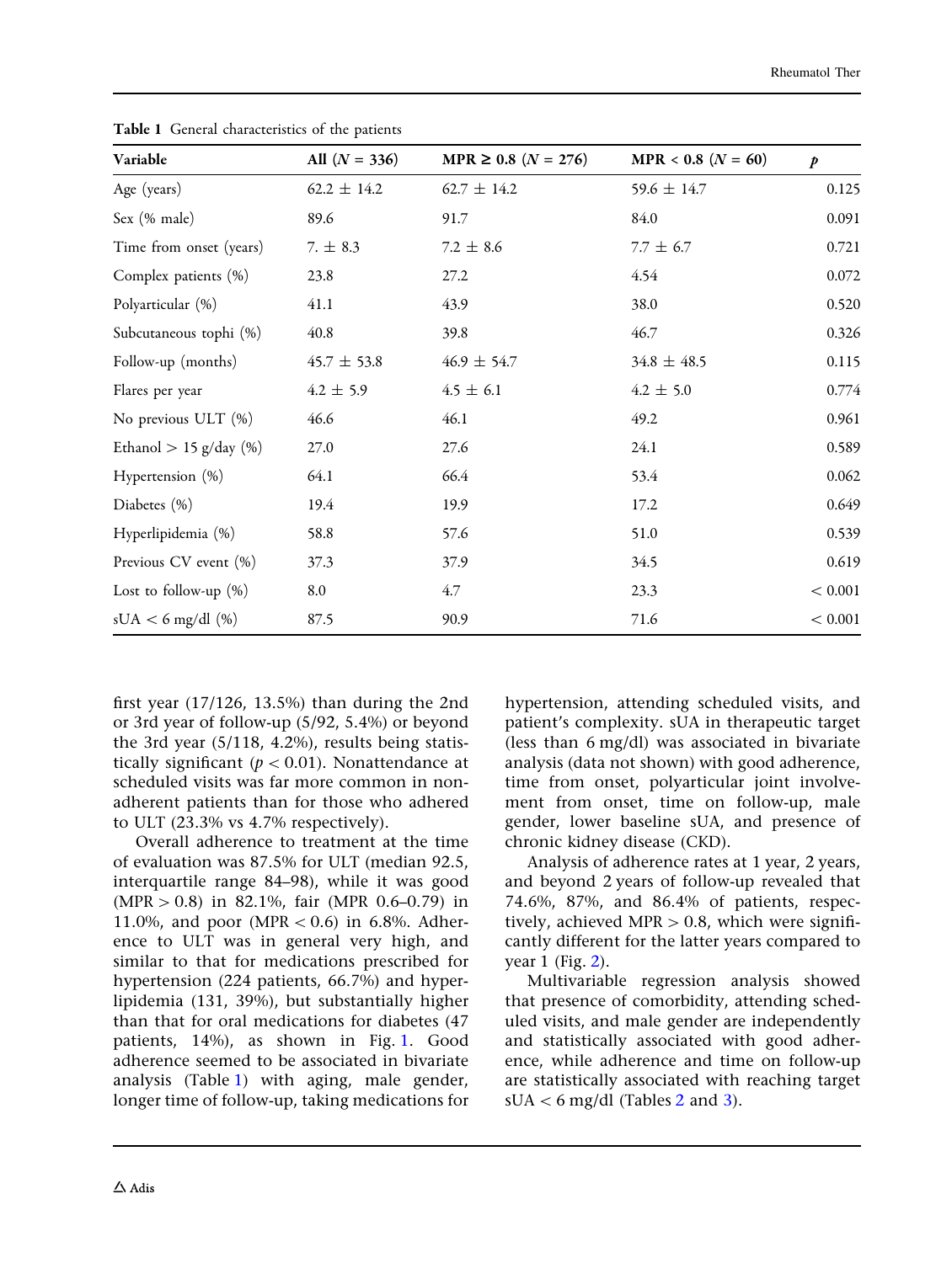**Table 1** General characteristics of the patients

| Variable | All ($N$ = 336) | MPR ≥ 0.8 ($N$ = 276) | MPR < 0.8 ($N$ = 60) | $p$ |
|---|---|---|---|---|
| Age (years) | 62.2 ± 14.2 | 62.7 ± 14.2 | 59.6 ± 14.7 | 0.125 |
| Sex (% male) | 89.6 | 91.7 | 84.0 | 0.091 |
| Time from onset (years) | 7. ± 8.3 | 7.2 ± 8.6 | 7.7 ± 6.7 | 0.721 |
| Complex patients (%) | 23.8 | 27.2 | 4.54 | 0.072 |
| Polyarticular (%) | 41.1 | 43.9 | 38.0 | 0.520 |
| Subcutaneous tophi (%) | 40.8 | 39.8 | 46.7 | 0.326 |
| Follow-up (months) | 45.7 ± 53.8 | 46.9 ± 54.7 | 34.8 ± 48.5 | 0.115 |
| Flares per year | 4.2 ± 5.9 | 4.5 ± 6.1 | 4.2 ± 5.0 | 0.774 |
| No previous ULT (%) | 46.6 | 46.1 | 49.2 | 0.961 |
| Ethanol > 15 g/day (%) | 27.0 | 27.6 | 24.1 | 0.589 |
| Hypertension (%) | 64.1 | 66.4 | 53.4 | 0.062 |
| Diabetes (%) | 19.4 | 19.9 | 17.2 | 0.649 |
| Hyperlipidemia (%) | 58.8 | 57.6 | 51.0 | 0.539 |
| Previous CV event (%) | 37.3 | 37.9 | 34.5 | 0.619 |
| Lost to follow-up (%) | 8.0 | 4.7 | 23.3 | < 0.001 |
| sUA < 6 mg/dl (%) | 87.5 | 90.9 | 71.6 | < 0.001 |

first year (17/126, 13.5%) than during the 2nd or 3rd year of follow-up (5/92, 5.4%) or beyond the 3rd year (5/118, 4.2%), results being statistically significant ($p < 0.01$). Nonattendance at scheduled visits was far more common in nonadherent patients than for those who adhered to ULT (23.3% vs 4.7% respectively).

Overall adherence to treatment at the time of evaluation was 87.5% for ULT (median 92.5, interquartile range 84–98), while it was good (MPR > 0.8) in 82.1%, fair (MPR 0.6–0.79) in 11.0%, and poor (MPR < 0.6) in 6.8%. Adherence to ULT was in general very high, and similar to that for medications prescribed for hypertension (224 patients, 66.7%) and hyperlipidemia (131, 39%), but substantially higher than that for oral medications for diabetes (47 patients, 14%), as shown in Fig. 1. Good adherence seemed to be associated in bivariate analysis (Table 1) with aging, male gender, longer time of follow-up, taking medications for hypertension, attending scheduled visits, and patient's complexity. sUA in therapeutic target (less than 6 mg/dl) was associated in bivariate analysis (data not shown) with good adherence, time from onset, polyarticular joint involvement from onset, time on follow-up, male gender, lower baseline sUA, and presence of chronic kidney disease (CKD).

Analysis of adherence rates at 1 year, 2 years, and beyond 2 years of follow-up revealed that 74.6%, 87%, and 86.4% of patients, respectively, achieved MPR > 0.8, which were significantly different for the latter years compared to year 1 (Fig. 2).

Multivariable regression analysis showed that presence of comorbidity, attending scheduled visits, and male gender are independently and statistically associated with good adherence, while adherence and time on follow-up are statistically associated with reaching target sUA < 6 mg/dl (Tables 2 and 3).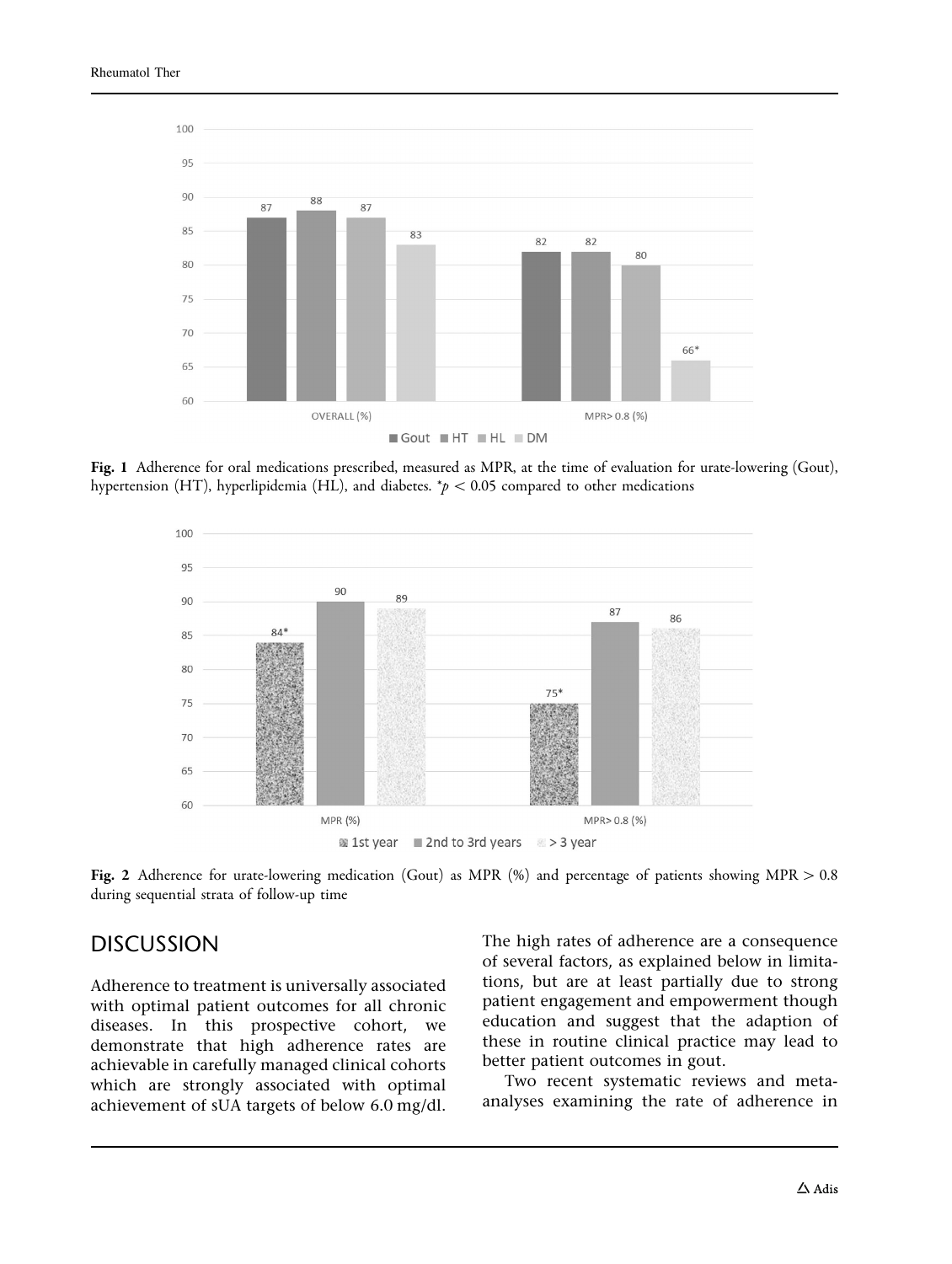Fig. 1 Adherence for oral medications prescribed, measured as MPR, at the time of evaluation for urate-lowering (Gout), hypertension (HT), hyperlipidemia (HL), and diabetes. $^{*}p < 0.05$ compared to other medications

Fig. 2 Adherence for urate-lowering medication (Gout) as MPR (%) and percentage of patients showing MPR $> 0.8$ during sequential strata of follow-up time

## DISCUSSION

Adherence to treatment is universally associated with optimal patient outcomes for all chronic diseases. In this prospective cohort, we demonstrate that high adherence rates are achievable in carefully managed clinical cohorts which are strongly associated with optimal achievement of sUA targets of below 6.0 mg/dl. The high rates of adherence are a consequence of several factors, as explained below in limitations, but are at least partially due to strong patient engagement and empowerment though education and suggest that the adaption of these in routine clinical practice may lead to better patient outcomes in gout.

Two recent systematic reviews and meta-analyses examining the rate of adherence in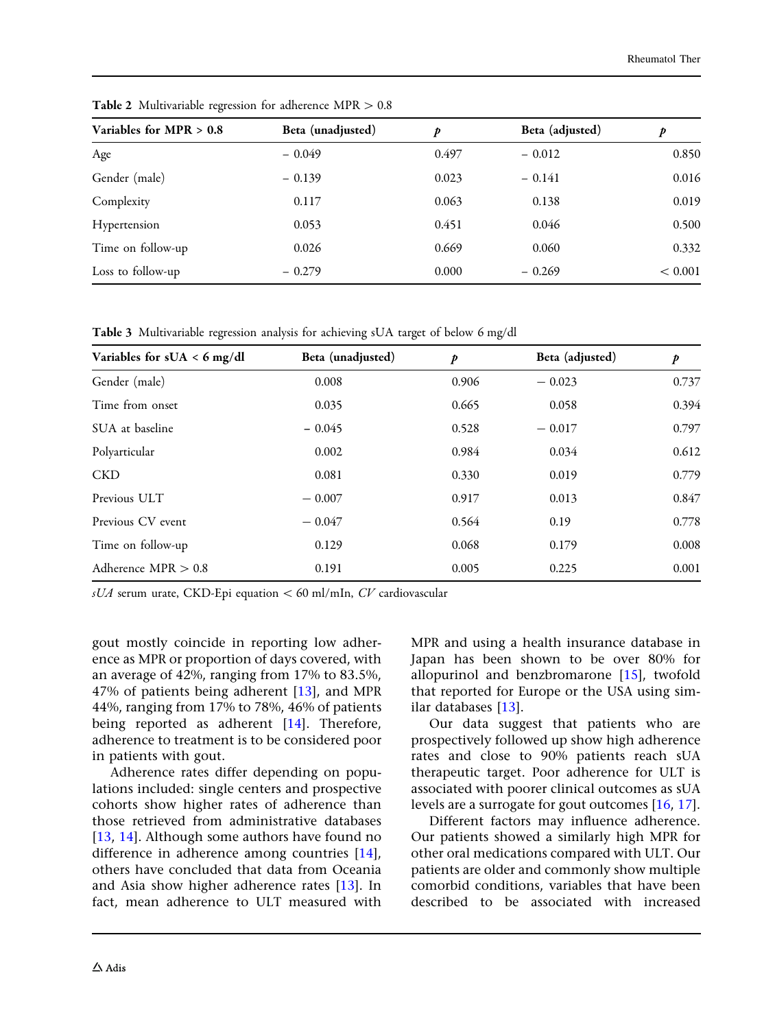**Table 2** Multivariable regression for adherence MPR > 0.8

| Variables for MPR > 0.8 | Beta (unadjusted) | $p$ | Beta (adjusted) | $p$ |
|---|---|---|---|---|
| Age | − 0.049 | 0.497 | − 0.012 | 0.850 |
| Gender (male) | − 0.139 | 0.023 | − 0.141 | 0.016 |
| Complexity | 0.117 | 0.063 | 0.138 | 0.019 |
| Hypertension | 0.053 | 0.451 | 0.046 | 0.500 |
| Time on follow-up | 0.026 | 0.669 | 0.060 | 0.332 |
| Loss to follow-up | − 0.279 | 0.000 | − 0.269 | < 0.001 |

**Table 3** Multivariable regression analysis for achieving sUA target of below 6 mg/dl

| Variables for sUA < 6 mg/dl | Beta (unadjusted) | $p$ | Beta (adjusted) | $p$ |
|---|---|---|---|---|
| Gender (male) | 0.008 | 0.906 | − 0.023 | 0.737 |
| Time from onset | 0.035 | 0.665 | 0.058 | 0.394 |
| SUA at baseline | − 0.045 | 0.528 | − 0.017 | 0.797 |
| Polyarticular | 0.002 | 0.984 | 0.034 | 0.612 |
| CKD | 0.081 | 0.330 | 0.019 | 0.779 |
| Previous ULT | − 0.007 | 0.917 | 0.013 | 0.847 |
| Previous CV event | − 0.047 | 0.564 | 0.19 | 0.778 |
| Time on follow-up | 0.129 | 0.068 | 0.179 | 0.008 |
| Adherence MPR > 0.8 | 0.191 | 0.005 | 0.225 | 0.001 |

*sUA* serum urate, CKD-Epi equation < 60 ml/mIn, *CV* cardiovascular

gout mostly coincide in reporting low adherence as MPR or proportion of days covered, with an average of 42%, ranging from 17% to 83.5%, 47% of patients being adherent [13], and MPR 44%, ranging from 17% to 78%, 46% of patients being reported as adherent [14]. Therefore, adherence to treatment is to be considered poor in patients with gout.

Adherence rates differ depending on populations included: single centers and prospective cohorts show higher rates of adherence than those retrieved from administrative databases [13, 14]. Although some authors have found no difference in adherence among countries [14], others have concluded that data from Oceania and Asia show higher adherence rates [13]. In fact, mean adherence to ULT measured with MPR and using a health insurance database in Japan has been shown to be over 80% for allopurinol and benzbromarone [15], twofold that reported for Europe or the USA using similar databases [13].

Our data suggest that patients who are prospectively followed up show high adherence rates and close to 90% patients reach sUA therapeutic target. Poor adherence for ULT is associated with poorer clinical outcomes as sUA levels are a surrogate for gout outcomes [16, 17].

Different factors may influence adherence. Our patients showed a similarly high MPR for other oral medications compared with ULT. Our patients are older and commonly show multiple comorbid conditions, variables that have been described to be associated with increased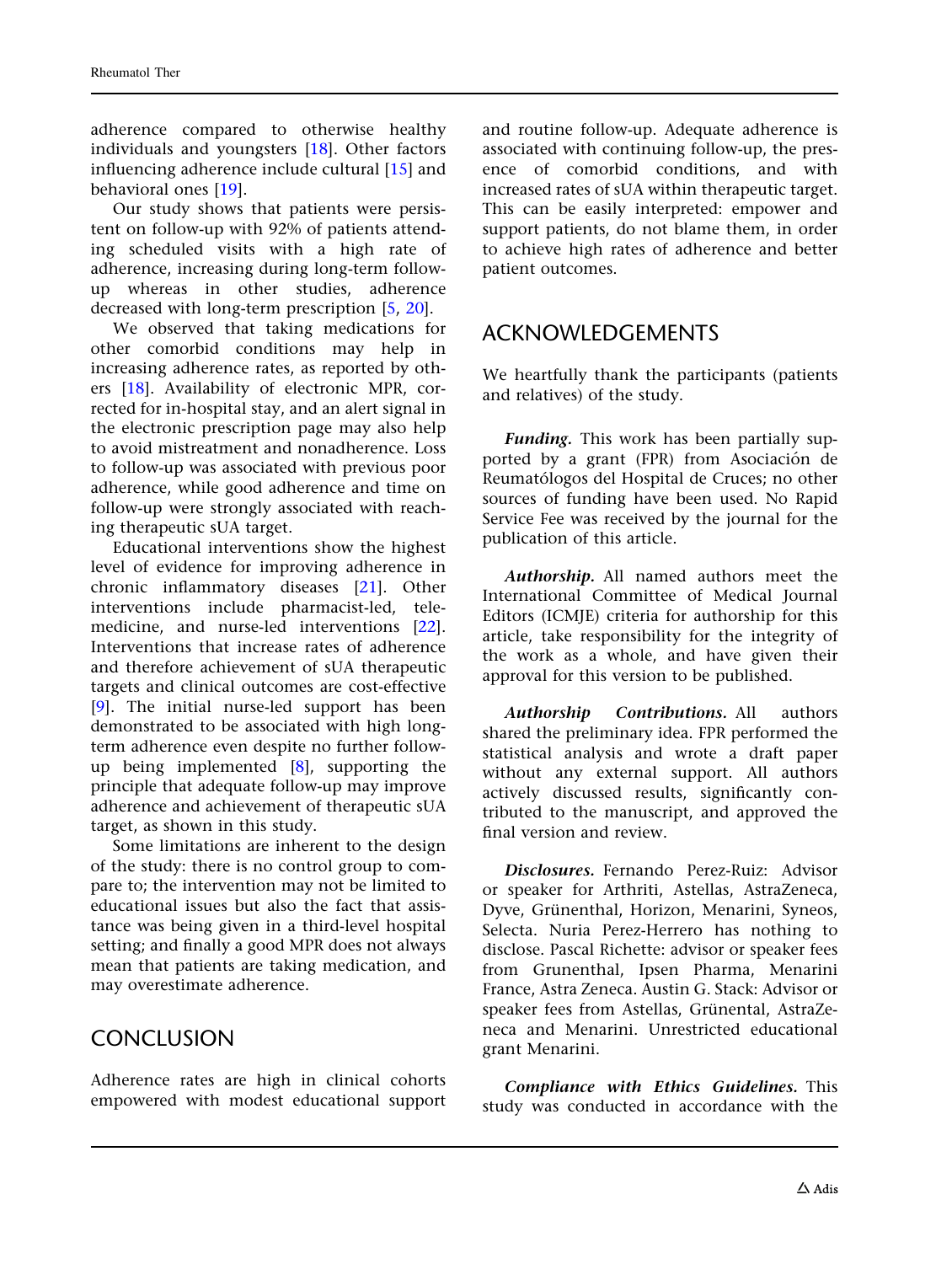adherence compared to otherwise healthy individuals and youngsters [18]. Other factors influencing adherence include cultural [15] and behavioral ones [19].

Our study shows that patients were persistent on follow-up with 92% of patients attending scheduled visits with a high rate of adherence, increasing during long-term follow-up whereas in other studies, adherence decreased with long-term prescription [5, 20].

We observed that taking medications for other comorbid conditions may help in increasing adherence rates, as reported by others [18]. Availability of electronic MPR, corrected for in-hospital stay, and an alert signal in the electronic prescription page may also help to avoid mistreatment and nonadherence. Loss to follow-up was associated with previous poor adherence, while good adherence and time on follow-up were strongly associated with reaching therapeutic sUA target.

Educational interventions show the highest level of evidence for improving adherence in chronic inflammatory diseases [21]. Other interventions include pharmacist-led, telemedicine, and nurse-led interventions [22]. Interventions that increase rates of adherence and therefore achievement of sUA therapeutic targets and clinical outcomes are cost-effective [9]. The initial nurse-led support has been demonstrated to be associated with high long-term adherence even despite no further follow-up being implemented [8], supporting the principle that adequate follow-up may improve adherence and achievement of therapeutic sUA target, as shown in this study.

Some limitations are inherent to the design of the study: there is no control group to compare to; the intervention may not be limited to educational issues but also the fact that assistance was being given in a third-level hospital setting; and finally a good MPR does not always mean that patients are taking medication, and may overestimate adherence.

## CONCLUSION

Adherence rates are high in clinical cohorts empowered with modest educational support and routine follow-up. Adequate adherence is associated with continuing follow-up, the presence of comorbid conditions, and with increased rates of sUA within therapeutic target. This can be easily interpreted: empower and support patients, do not blame them, in order to achieve high rates of adherence and better patient outcomes.

## ACKNOWLEDGEMENTS

We heartfully thank the participants (patients and relatives) of the study.

***Funding.*** This work has been partially supported by a grant (FPR) from Asociación de Reumatólogos del Hospital de Cruces; no other sources of funding have been used. No Rapid Service Fee was received by the journal for the publication of this article.

***Authorship.*** All named authors meet the International Committee of Medical Journal Editors (ICMJE) criteria for authorship for this article, take responsibility for the integrity of the work as a whole, and have given their approval for this version to be published.

***Authorship Contributions.*** All authors shared the preliminary idea. FPR performed the statistical analysis and wrote a draft paper without any external support. All authors actively discussed results, significantly contributed to the manuscript, and approved the final version and review.

***Disclosures.*** Fernando Perez-Ruiz: Advisor or speaker for Arthriti, Astellas, AstraZeneca, Dyve, Grünenthal, Horizon, Menarini, Syneos, Selecta. Nuria Perez-Herrero has nothing to disclose. Pascal Richette: advisor or speaker fees from Grunenthal, Ipsen Pharma, Menarini France, Astra Zeneca. Austin G. Stack: Advisor or speaker fees from Astellas, Grünental, AstraZeneca and Menarini. Unrestricted educational grant Menarini.

***Compliance with Ethics Guidelines.*** This study was conducted in accordance with the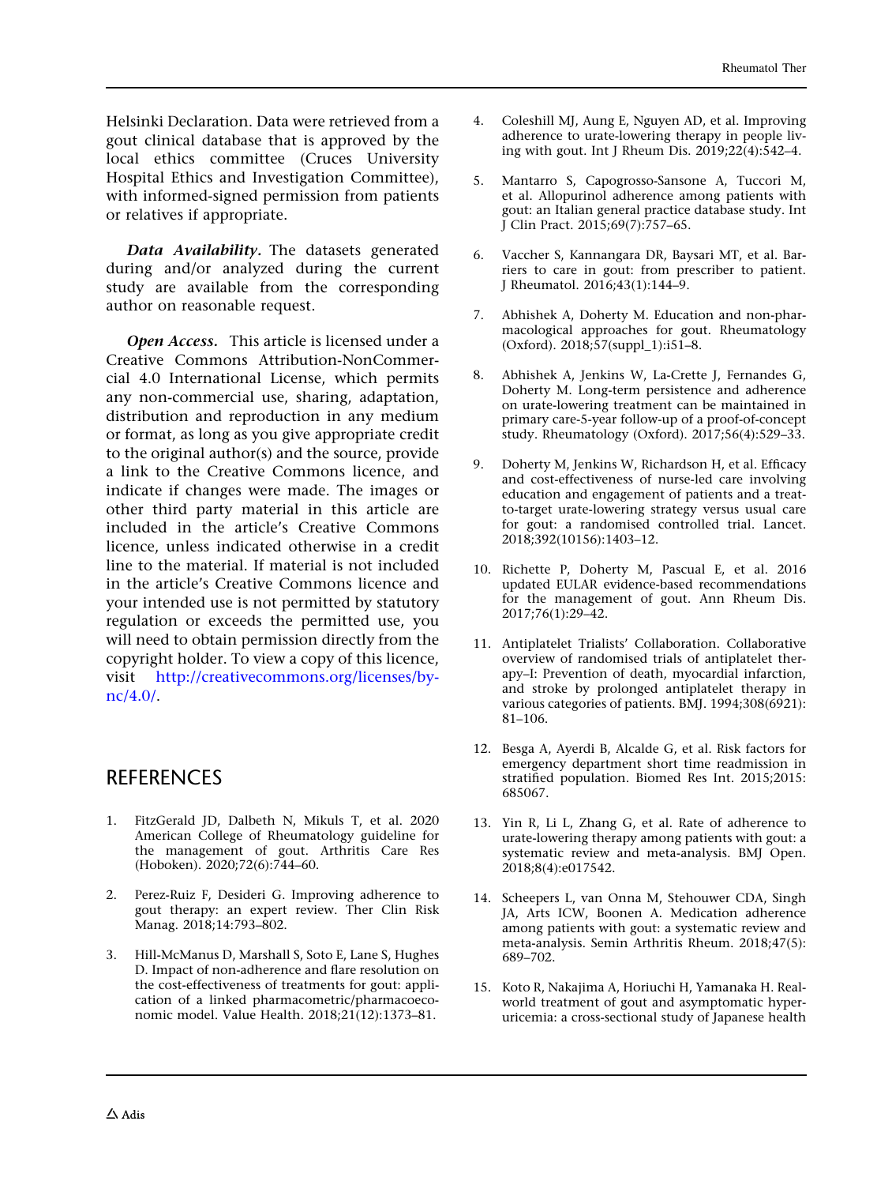Helsinki Declaration. Data were retrieved from a gout clinical database that is approved by the local ethics committee (Cruces University Hospital Ethics and Investigation Committee), with informed-signed permission from patients or relatives if appropriate.

***Data Availability.*** The datasets generated during and/or analyzed during the current study are available from the corresponding author on reasonable request.

***Open Access.*** This article is licensed under a Creative Commons Attribution-NonCommercial 4.0 International License, which permits any non-commercial use, sharing, adaptation, distribution and reproduction in any medium or format, as long as you give appropriate credit to the original author(s) and the source, provide a link to the Creative Commons licence, and indicate if changes were made. The images or other third party material in this article are included in the article's Creative Commons licence, unless indicated otherwise in a credit line to the material. If material is not included in the article's Creative Commons licence and your intended use is not permitted by statutory regulation or exceeds the permitted use, you will need to obtain permission directly from the copyright holder. To view a copy of this licence, visit http://creativecommons.org/licenses/by-nc/4.0/.

## REFERENCES

1. FitzGerald JD, Dalbeth N, Mikuls T, et al. 2020 American College of Rheumatology guideline for the management of gout. Arthritis Care Res (Hoboken). 2020;72(6):744–60.
2. Perez-Ruiz F, Desideri G. Improving adherence to gout therapy: an expert review. Ther Clin Risk Manag. 2018;14:793–802.
3. Hill-McManus D, Marshall S, Soto E, Lane S, Hughes D. Impact of non-adherence and flare resolution on the cost-effectiveness of treatments for gout: application of a linked pharmacometric/pharmacoeconomic model. Value Health. 2018;21(12):1373–81.
4. Coleshill MJ, Aung E, Nguyen AD, et al. Improving adherence to urate-lowering therapy in people living with gout. Int J Rheum Dis. 2019;22(4):542–4.
5. Mantarro S, Capogrosso-Sansone A, Tuccori M, et al. Allopurinol adherence among patients with gout: an Italian general practice database study. Int J Clin Pract. 2015;69(7):757–65.
6. Vaccher S, Kannangara DR, Baysari MT, et al. Barriers to care in gout: from prescriber to patient. J Rheumatol. 2016;43(1):144–9.
7. Abhishek A, Doherty M. Education and non-pharmacological approaches for gout. Rheumatology (Oxford). 2018;57(suppl_1):i51–8.
8. Abhishek A, Jenkins W, La-Crette J, Fernandes G, Doherty M. Long-term persistence and adherence on urate-lowering treatment can be maintained in primary care-5-year follow-up of a proof-of-concept study. Rheumatology (Oxford). 2017;56(4):529–33.
9. Doherty M, Jenkins W, Richardson H, et al. Efficacy and cost-effectiveness of nurse-led care involving education and engagement of patients and a treat-to-target urate-lowering strategy versus usual care for gout: a randomised controlled trial. Lancet. 2018;392(10156):1403–12.
10. Richette P, Doherty M, Pascual E, et al. 2016 updated EULAR evidence-based recommendations for the management of gout. Ann Rheum Dis. 2017;76(1):29–42.
11. Antiplatelet Trialists' Collaboration. Collaborative overview of randomised trials of antiplatelet therapy–I: Prevention of death, myocardial infarction, and stroke by prolonged antiplatelet therapy in various categories of patients. BMJ. 1994;308(6921): 81–106.
12. Besga A, Ayerdi B, Alcalde G, et al. Risk factors for emergency department short time readmission in stratified population. Biomed Res Int. 2015;2015: 685067.
13. Yin R, Li L, Zhang G, et al. Rate of adherence to urate-lowering therapy among patients with gout: a systematic review and meta-analysis. BMJ Open. 2018;8(4):e017542.
14. Scheepers L, van Onna M, Stehouwer CDA, Singh JA, Arts ICW, Boonen A. Medication adherence among patients with gout: a systematic review and meta-analysis. Semin Arthritis Rheum. 2018;47(5): 689–702.
15. Koto R, Nakajima A, Horiuchi H, Yamanaka H. Real-world treatment of gout and asymptomatic hyperuricemia: a cross-sectional study of Japanese health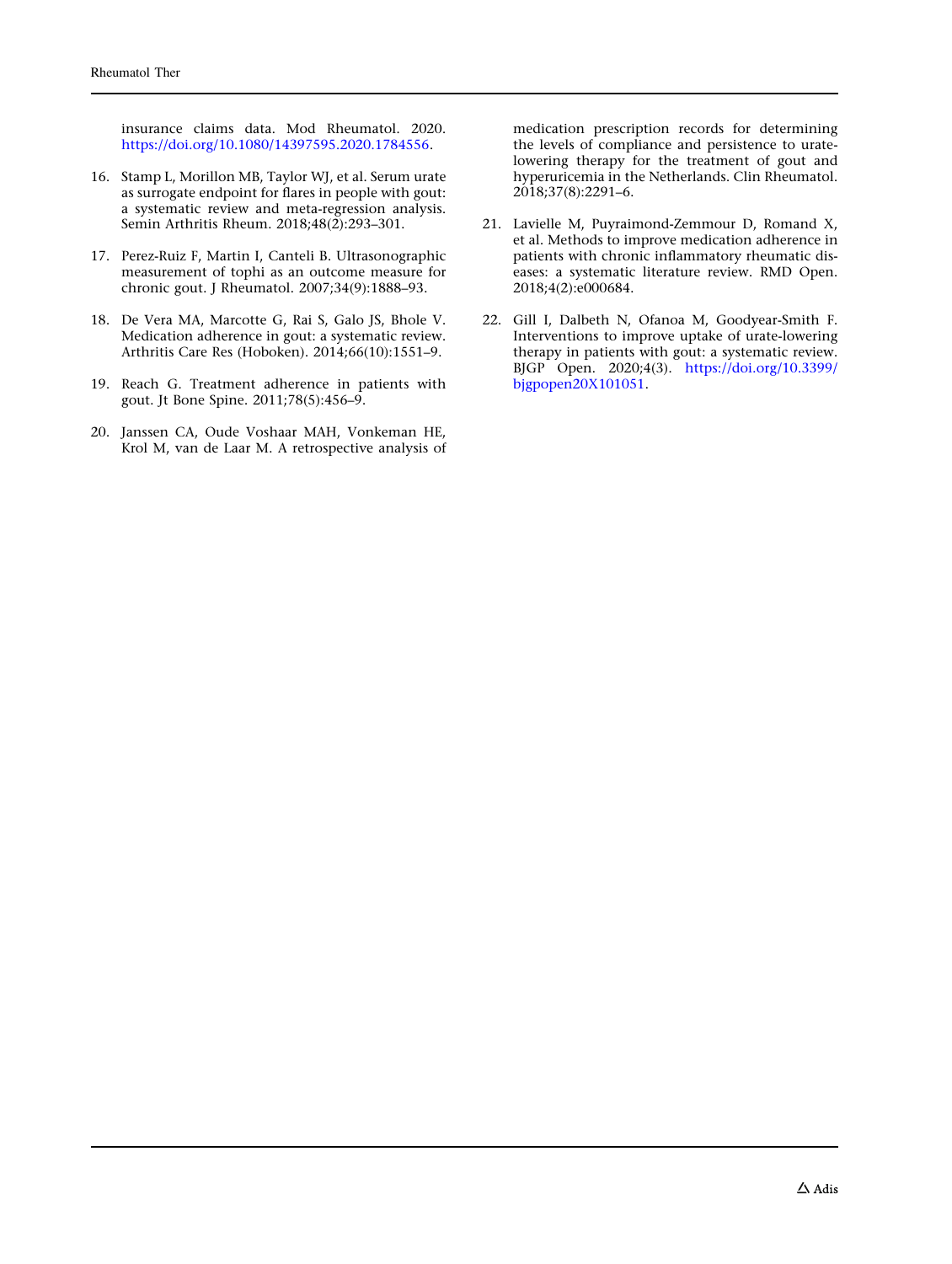insurance claims data. Mod Rheumatol. 2020. https://doi.org/10.1080/14397595.2020.1784556.

16. Stamp L, Morillon MB, Taylor WJ, et al. Serum urate as surrogate endpoint for flares in people with gout: a systematic review and meta-regression analysis. Semin Arthritis Rheum. 2018;48(2):293–301.

17. Perez-Ruiz F, Martin I, Canteli B. Ultrasonographic measurement of tophi as an outcome measure for chronic gout. J Rheumatol. 2007;34(9):1888–93.

18. De Vera MA, Marcotte G, Rai S, Galo JS, Bhole V. Medication adherence in gout: a systematic review. Arthritis Care Res (Hoboken). 2014;66(10):1551–9.

19. Reach G. Treatment adherence in patients with gout. Jt Bone Spine. 2011;78(5):456–9.

20. Janssen CA, Oude Voshaar MAH, Vonkeman HE, Krol M, van de Laar M. A retrospective analysis of medication prescription records for determining the levels of compliance and persistence to urate-lowering therapy for the treatment of gout and hyperuricemia in the Netherlands. Clin Rheumatol. 2018;37(8):2291–6.

21. Lavielle M, Puyraimond-Zemmour D, Romand X, et al. Methods to improve medication adherence in patients with chronic inflammatory rheumatic diseases: a systematic literature review. RMD Open. 2018;4(2):e000684.

22. Gill I, Dalbeth N, Ofanoa M, Goodyear-Smith F. Interventions to improve uptake of urate-lowering therapy in patients with gout: a systematic review. BJGP Open. 2020;4(3). https://doi.org/10.3399/bjgpopen20X101051.